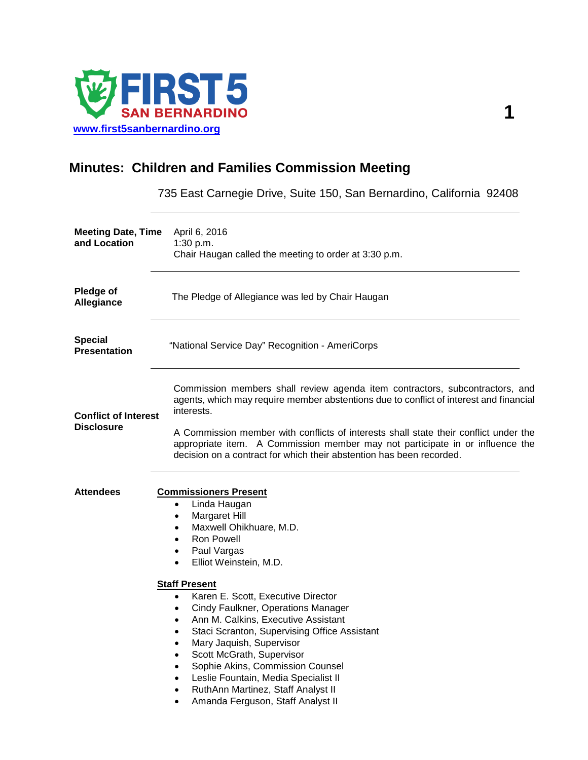FIRST 5 SAN BERNARDINO

www.first5sanbernardino.org

# Minutes: Children and Families Commission Meeting

735 East Carnegie Drive, Suite 150, San Bernardino, California 92408

**Meeting Date, Time and Location**

April 6, 2016
1:30 p.m.
Chair Haugan called the meeting to order at 3:30 p.m.

**Pledge of Allegiance**

The Pledge of Allegiance was led by Chair Haugan

**Special Presentation**

"National Service Day" Recognition - AmeriCorps

**Conflict of Interest Disclosure**

Commission members shall review agenda item contractors, subcontractors, and agents, which may require member abstentions due to conflict of interest and financial interests.

A Commission member with conflicts of interests shall state their conflict under the appropriate item. A Commission member may not participate in or influence the decision on a contract for which their abstention has been recorded.

**Attendees**

**Commissioners Present**

- Linda Haugan
- Margaret Hill
- Maxwell Ohikhuare, M.D.
- Ron Powell
- Paul Vargas
- Elliot Weinstein, M.D.

**Staff Present**

- Karen E. Scott, Executive Director
- Cindy Faulkner, Operations Manager
- Ann M. Calkins, Executive Assistant
- Staci Scranton, Supervising Office Assistant
- Mary Jaquish, Supervisor
- Scott McGrath, Supervisor
- Sophie Akins, Commission Counsel
- Leslie Fountain, Media Specialist II
- RuthAnn Martinez, Staff Analyst II
- Amanda Ferguson, Staff Analyst II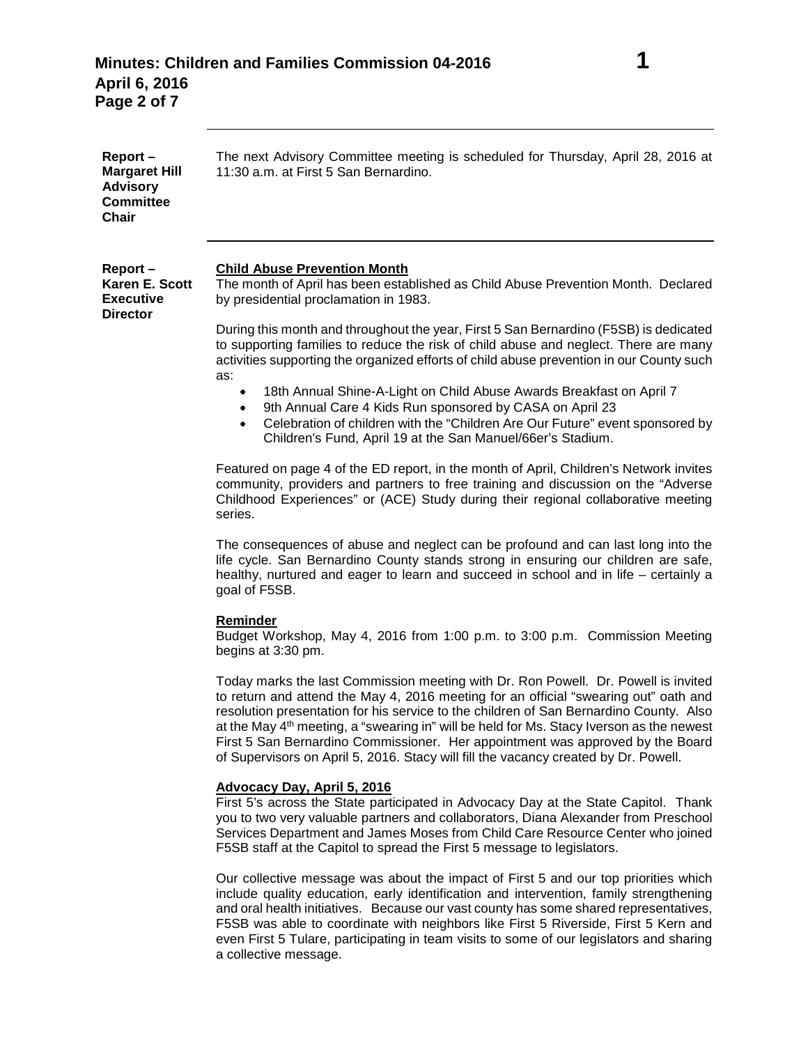**Report – Margaret Hill Advisory Committee Chair**

The next Advisory Committee meeting is scheduled for Thursday, April 28, 2016 at 11:30 a.m. at First 5 San Bernardino.

---

**Report – Karen E. Scott Executive Director**

**Child Abuse Prevention Month**

The month of April has been established as Child Abuse Prevention Month. Declared by presidential proclamation in 1983.

During this month and throughout the year, First 5 San Bernardino (F5SB) is dedicated to supporting families to reduce the risk of child abuse and neglect. There are many activities supporting the organized efforts of child abuse prevention in our County such as:

- 18th Annual Shine-A-Light on Child Abuse Awards Breakfast on April 7
- 9th Annual Care 4 Kids Run sponsored by CASA on April 23
- Celebration of children with the "Children Are Our Future" event sponsored by Children's Fund, April 19 at the San Manuel/66er's Stadium.

Featured on page 4 of the ED report, in the month of April, Children's Network invites community, providers and partners to free training and discussion on the "Adverse Childhood Experiences" or (ACE) Study during their regional collaborative meeting series.

The consequences of abuse and neglect can be profound and can last long into the life cycle. San Bernardino County stands strong in ensuring our children are safe, healthy, nurtured and eager to learn and succeed in school and in life – certainly a goal of F5SB.

**Reminder**

Budget Workshop, May 4, 2016 from 1:00 p.m. to 3:00 p.m. Commission Meeting begins at 3:30 pm.

Today marks the last Commission meeting with Dr. Ron Powell. Dr. Powell is invited to return and attend the May 4, 2016 meeting for an official "swearing out" oath and resolution presentation for his service to the children of San Bernardino County. Also at the May 4th meeting, a "swearing in" will be held for Ms. Stacy Iverson as the newest First 5 San Bernardino Commissioner. Her appointment was approved by the Board of Supervisors on April 5, 2016. Stacy will fill the vacancy created by Dr. Powell.

**Advocacy Day, April 5, 2016**

First 5's across the State participated in Advocacy Day at the State Capitol. Thank you to two very valuable partners and collaborators, Diana Alexander from Preschool Services Department and James Moses from Child Care Resource Center who joined F5SB staff at the Capitol to spread the First 5 message to legislators.

Our collective message was about the impact of First 5 and our top priorities which include quality education, early identification and intervention, family strengthening and oral health initiatives. Because our vast county has some shared representatives, F5SB was able to coordinate with neighbors like First 5 Riverside, First 5 Kern and even First 5 Tulare, participating in team visits to some of our legislators and sharing a collective message.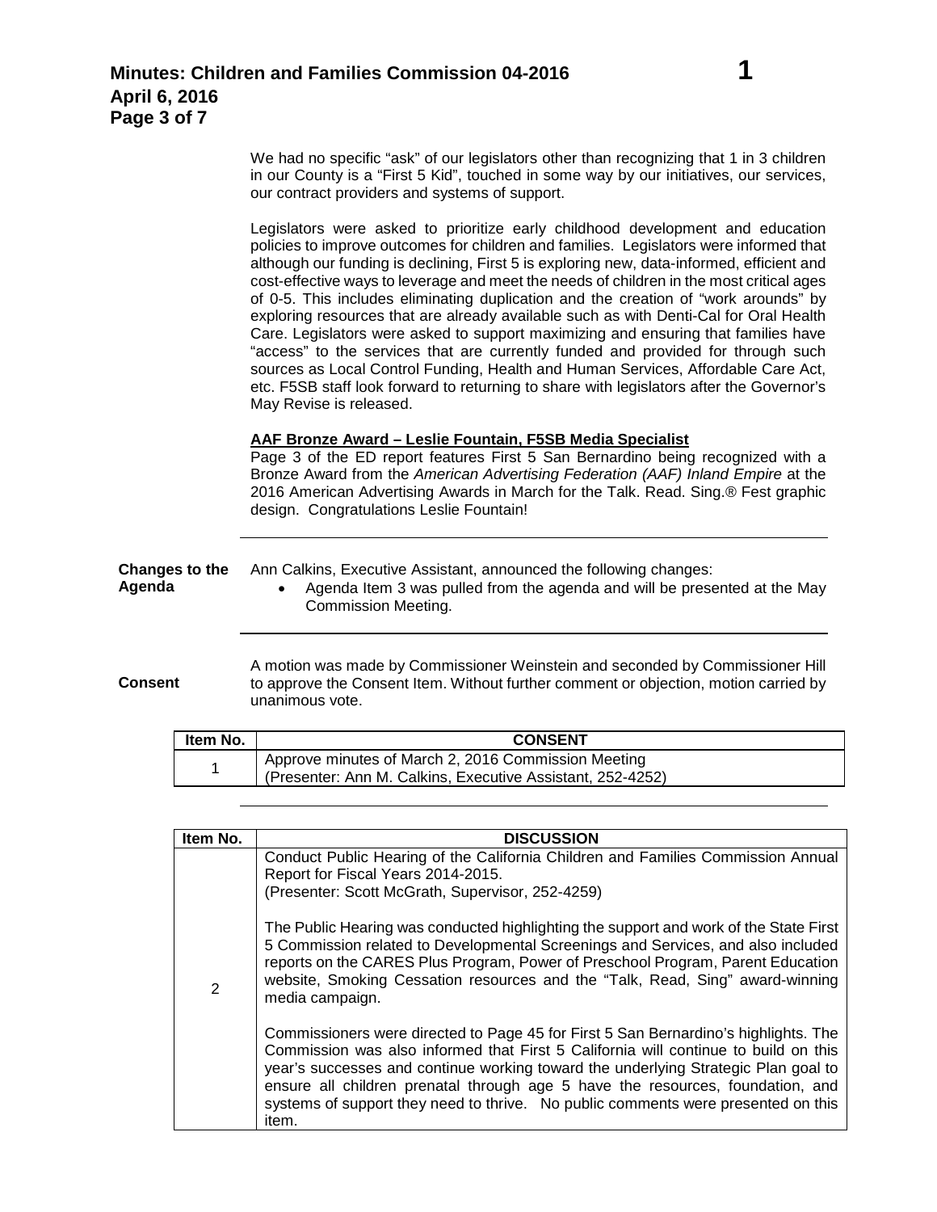We had no specific "ask" of our legislators other than recognizing that 1 in 3 children in our County is a "First 5 Kid", touched in some way by our initiatives, our services, our contract providers and systems of support.

Legislators were asked to prioritize early childhood development and education policies to improve outcomes for children and families. Legislators were informed that although our funding is declining, First 5 is exploring new, data-informed, efficient and cost-effective ways to leverage and meet the needs of children in the most critical ages of 0-5. This includes eliminating duplication and the creation of "work arounds" by exploring resources that are already available such as with Denti-Cal for Oral Health Care. Legislators were asked to support maximizing and ensuring that families have "access" to the services that are currently funded and provided for through such sources as Local Control Funding, Health and Human Services, Affordable Care Act, etc. F5SB staff look forward to returning to share with legislators after the Governor's May Revise is released.

**AAF Bronze Award – Leslie Fountain, F5SB Media Specialist**

Page 3 of the ED report features First 5 San Bernardino being recognized with a Bronze Award from the *American Advertising Federation (AAF) Inland Empire* at the 2016 American Advertising Awards in March for the Talk. Read. Sing.® Fest graphic design. Congratulations Leslie Fountain!

---

**Changes to the Agenda**

Ann Calkins, Executive Assistant, announced the following changes:

- Agenda Item 3 was pulled from the agenda and will be presented at the May Commission Meeting.

---

**Consent**

A motion was made by Commissioner Weinstein and seconded by Commissioner Hill to approve the Consent Item. Without further comment or objection, motion carried by unanimous vote.

| Item No. | CONSENT |
|---|---|
| 1 | Approve minutes of March 2, 2016 Commission Meeting<br>(Presenter: Ann M. Calkins, Executive Assistant, 252-4252) |

---

| Item No. | DISCUSSION |
|---|---|
| 2 | Conduct Public Hearing of the California Children and Families Commission Annual Report for Fiscal Years 2014-2015.<br>(Presenter: Scott McGrath, Supervisor, 252-4259)<br><br>The Public Hearing was conducted highlighting the support and work of the State First 5 Commission related to Developmental Screenings and Services, and also included reports on the CARES Plus Program, Power of Preschool Program, Parent Education website, Smoking Cessation resources and the "Talk, Read, Sing" award-winning media campaign.<br><br>Commissioners were directed to Page 45 for First 5 San Bernardino's highlights. The Commission was also informed that First 5 California will continue to build on this year's successes and continue working toward the underlying Strategic Plan goal to ensure all children prenatal through age 5 have the resources, foundation, and systems of support they need to thrive. No public comments were presented on this item. |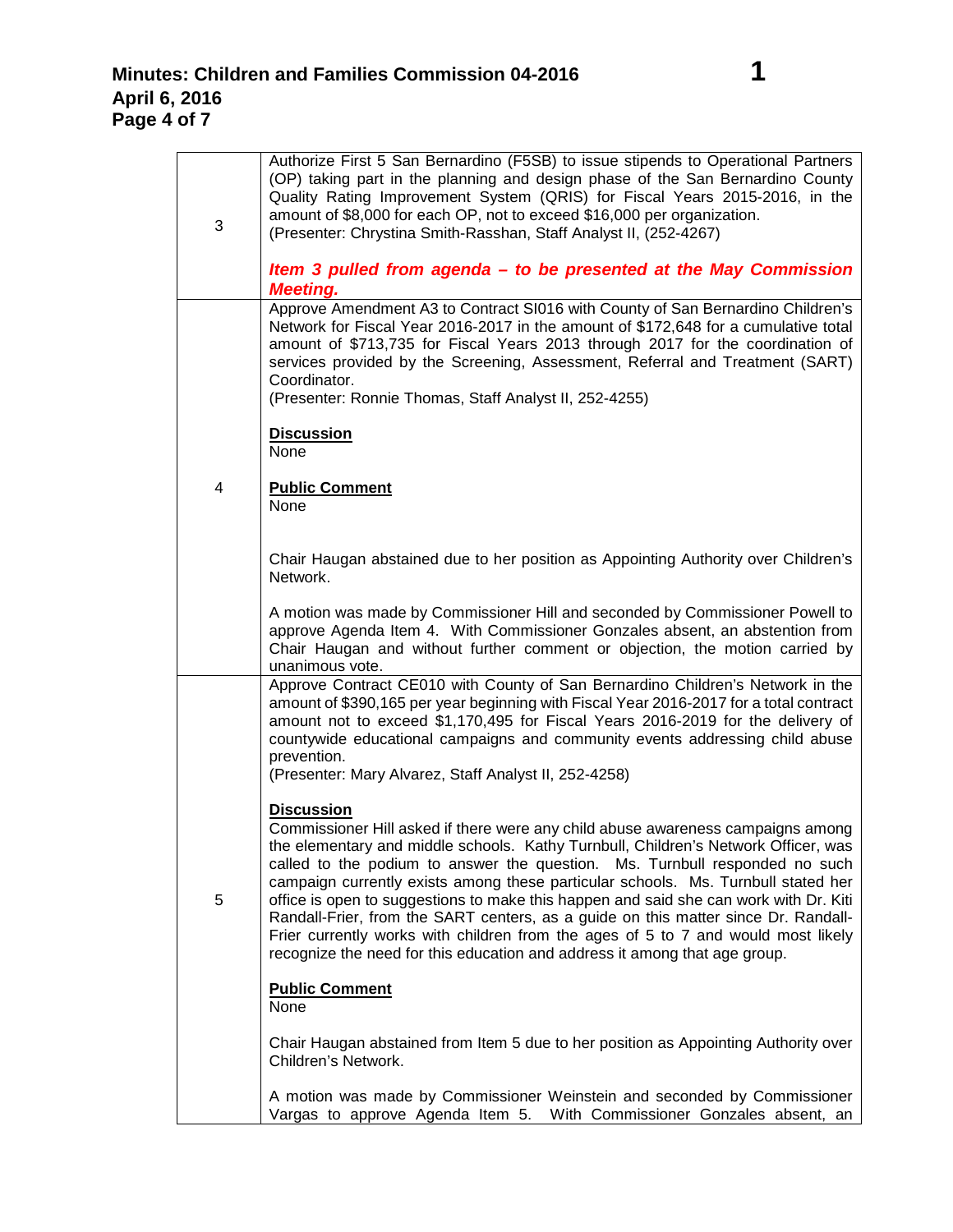| | |
|---|---|
| 3 | Authorize First 5 San Bernardino (F5SB) to issue stipends to Operational Partners (OP) taking part in the planning and design phase of the San Bernardino County Quality Rating Improvement System (QRIS) for Fiscal Years 2015-2016, in the amount of $8,000 for each OP, not to exceed $16,000 per organization.<br>(Presenter: Chrystina Smith-Rasshan, Staff Analyst II, (252-4267)<br><br>***Item 3 pulled from agenda – to be presented at the May Commission Meeting.*** |
| 4 | Approve Amendment A3 to Contract SI016 with County of San Bernardino Children's Network for Fiscal Year 2016-2017 in the amount of $172,648 for a cumulative total amount of $713,735 for Fiscal Years 2013 through 2017 for the coordination of services provided by the Screening, Assessment, Referral and Treatment (SART) Coordinator.<br>(Presenter: Ronnie Thomas, Staff Analyst II, 252-4255)<br><br>**Discussion**<br>None<br><br>**Public Comment**<br>None<br><br>Chair Haugan abstained due to her position as Appointing Authority over Children's Network.<br><br>A motion was made by Commissioner Hill and seconded by Commissioner Powell to approve Agenda Item 4. With Commissioner Gonzales absent, an abstention from Chair Haugan and without further comment or objection, the motion carried by unanimous vote. |
| 5 | Approve Contract CE010 with County of San Bernardino Children's Network in the amount of $390,165 per year beginning with Fiscal Year 2016-2017 for a total contract amount not to exceed $1,170,495 for Fiscal Years 2016-2019 for the delivery of countywide educational campaigns and community events addressing child abuse prevention.<br>(Presenter: Mary Alvarez, Staff Analyst II, 252-4258)<br><br>**Discussion**<br>Commissioner Hill asked if there were any child abuse awareness campaigns among the elementary and middle schools. Kathy Turnbull, Children's Network Officer, was called to the podium to answer the question. Ms. Turnbull responded no such campaign currently exists among these particular schools. Ms. Turnbull stated her office is open to suggestions to make this happen and said she can work with Dr. Kiti Randall-Frier, from the SART centers, as a guide on this matter since Dr. Randall-Frier currently works with children from the ages of 5 to 7 and would most likely recognize the need for this education and address it among that age group.<br><br>**Public Comment**<br>None<br><br>Chair Haugan abstained from Item 5 due to her position as Appointing Authority over Children's Network.<br><br>A motion was made by Commissioner Weinstein and seconded by Commissioner Vargas to approve Agenda Item 5. With Commissioner Gonzales absent, an |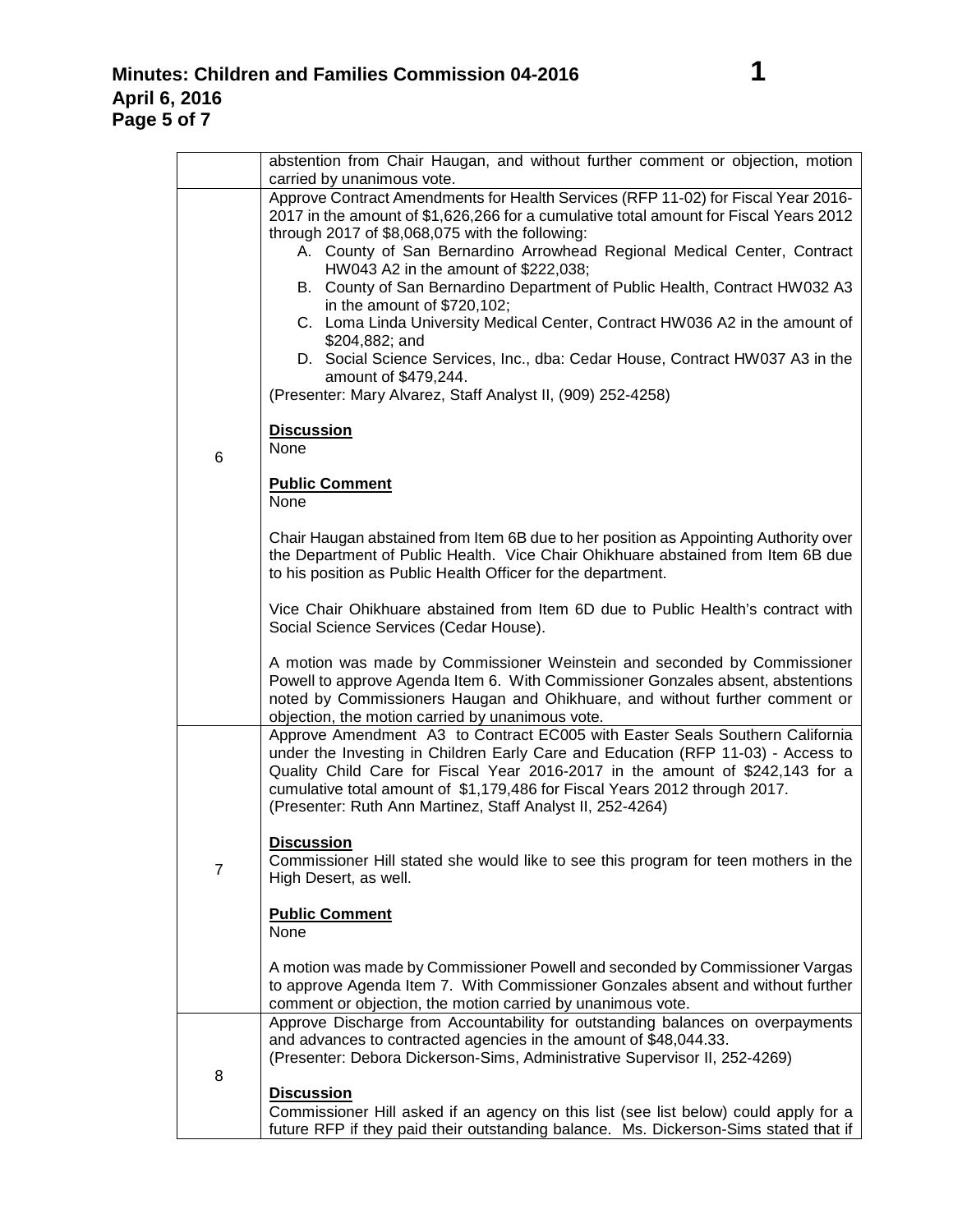| | |
|---|---|
| | abstention from Chair Haugan, and without further comment or objection, motion carried by unanimous vote. |
| 6 | Approve Contract Amendments for Health Services (RFP 11-02) for Fiscal Year 2016-2017 in the amount of $1,626,266 for a cumulative total amount for Fiscal Years 2012 through 2017 of $8,068,075 with the following:<br>A. County of San Bernardino Arrowhead Regional Medical Center, Contract HW043 A2 in the amount of $222,038;<br>B. County of San Bernardino Department of Public Health, Contract HW032 A3 in the amount of $720,102;<br>C. Loma Linda University Medical Center, Contract HW036 A2 in the amount of $204,882; and<br>D. Social Science Services, Inc., dba: Cedar House, Contract HW037 A3 in the amount of $479,244.<br>(Presenter: Mary Alvarez, Staff Analyst II, (909) 252-4258)<br><br>**Discussion**<br>None<br><br>**Public Comment**<br>None<br><br>Chair Haugan abstained from Item 6B due to her position as Appointing Authority over the Department of Public Health. Vice Chair Ohikhuare abstained from Item 6B due to his position as Public Health Officer for the department.<br><br>Vice Chair Ohikhuare abstained from Item 6D due to Public Health's contract with Social Science Services (Cedar House).<br><br>A motion was made by Commissioner Weinstein and seconded by Commissioner Powell to approve Agenda Item 6. With Commissioner Gonzales absent, abstentions noted by Commissioners Haugan and Ohikhuare, and without further comment or objection, the motion carried by unanimous vote. |
| 7 | Approve Amendment A3 to Contract EC005 with Easter Seals Southern California under the Investing in Children Early Care and Education (RFP 11-03) - Access to Quality Child Care for Fiscal Year 2016-2017 in the amount of $242,143 for a cumulative total amount of $1,179,486 for Fiscal Years 2012 through 2017.<br>(Presenter: Ruth Ann Martinez, Staff Analyst II, 252-4264)<br><br>**Discussion**<br>Commissioner Hill stated she would like to see this program for teen mothers in the High Desert, as well.<br><br>**Public Comment**<br>None<br><br>A motion was made by Commissioner Powell and seconded by Commissioner Vargas to approve Agenda Item 7. With Commissioner Gonzales absent and without further comment or objection, the motion carried by unanimous vote. |
| 8 | Approve Discharge from Accountability for outstanding balances on overpayments and advances to contracted agencies in the amount of $48,044.33.<br>(Presenter: Debora Dickerson-Sims, Administrative Supervisor II, 252-4269)<br><br>**Discussion**<br>Commissioner Hill asked if an agency on this list (see list below) could apply for a future RFP if they paid their outstanding balance. Ms. Dickerson-Sims stated that if |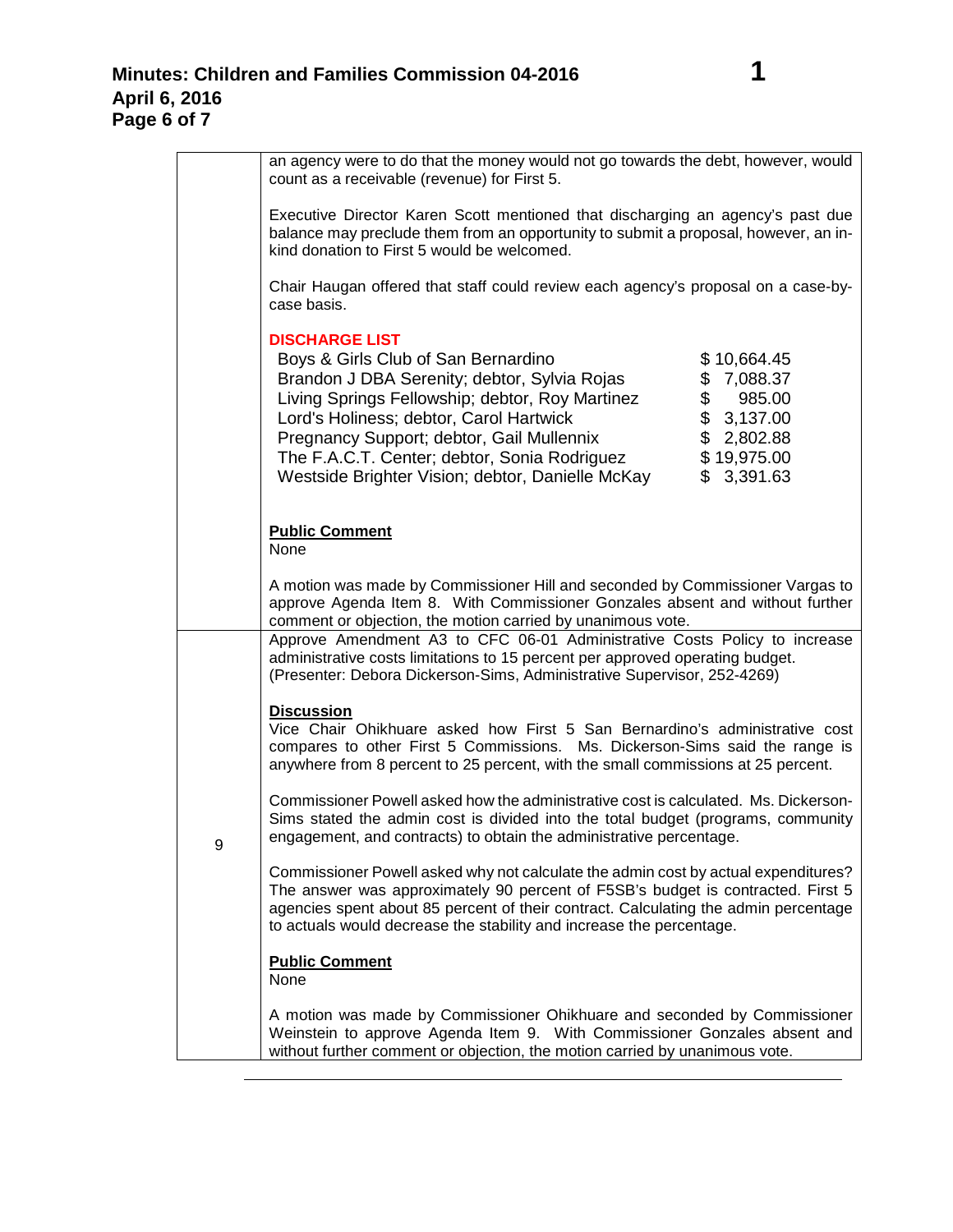| | |
|---|---|
| | an agency were to do that the money would not go towards the debt, however, would count as a receivable (revenue) for First 5.<br><br>Executive Director Karen Scott mentioned that discharging an agency's past due balance may preclude them from an opportunity to submit a proposal, however, an in-kind donation to First 5 would be welcomed.<br><br>Chair Haugan offered that staff could review each agency's proposal on a case-by-case basis.<br><br>**DISCHARGE LIST**<br>Boys & Girls Club of San Bernardino — $ 10,664.45<br>Brandon J DBA Serenity; debtor, Sylvia Rojas — $ 7,088.37<br>Living Springs Fellowship; debtor, Roy Martinez — $ 985.00<br>Lord's Holiness; debtor, Carol Hartwick — $ 3,137.00<br>Pregnancy Support; debtor, Gail Mullennix — $ 2,802.88<br>The F.A.C.T. Center; debtor, Sonia Rodriguez — $ 19,975.00<br>Westside Brighter Vision; debtor, Danielle McKay — $ 3,391.63<br><br>**Public Comment**<br>None<br><br>A motion was made by Commissioner Hill and seconded by Commissioner Vargas to approve Agenda Item 8. With Commissioner Gonzales absent and without further comment or objection, the motion carried by unanimous vote. |
| 9 | Approve Amendment A3 to CFC 06-01 Administrative Costs Policy to increase administrative costs limitations to 15 percent per approved operating budget.<br>(Presenter: Debora Dickerson-Sims, Administrative Supervisor, 252-4269)<br><br>**Discussion**<br>Vice Chair Ohikhuare asked how First 5 San Bernardino's administrative cost compares to other First 5 Commissions. Ms. Dickerson-Sims said the range is anywhere from 8 percent to 25 percent, with the small commissions at 25 percent.<br><br>Commissioner Powell asked how the administrative cost is calculated. Ms. Dickerson-Sims stated the admin cost is divided into the total budget (programs, community engagement, and contracts) to obtain the administrative percentage.<br><br>Commissioner Powell asked why not calculate the admin cost by actual expenditures? The answer was approximately 90 percent of F5SB's budget is contracted. First 5 agencies spent about 85 percent of their contract. Calculating the admin percentage to actuals would decrease the stability and increase the percentage.<br><br>**Public Comment**<br>None<br><br>A motion was made by Commissioner Ohikhuare and seconded by Commissioner Weinstein to approve Agenda Item 9. With Commissioner Gonzales absent and without further comment or objection, the motion carried by unanimous vote. |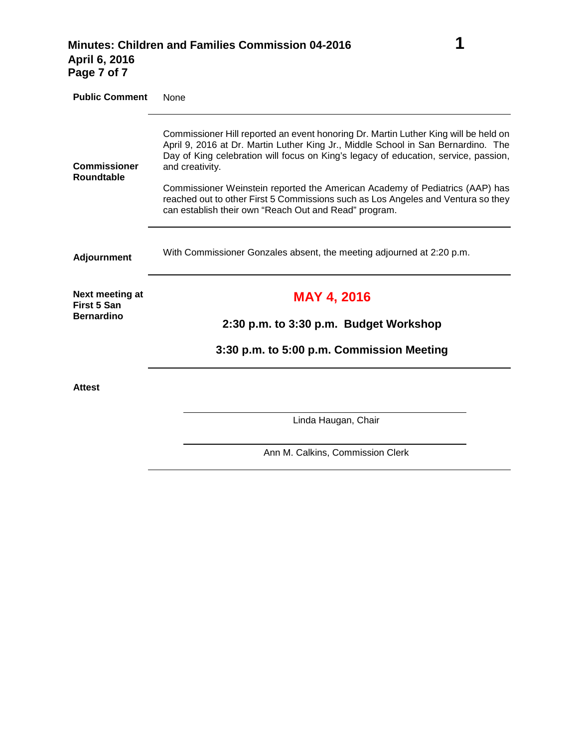**Public Comment**

None

**Commissioner Roundtable**

Commissioner Hill reported an event honoring Dr. Martin Luther King will be held on April 9, 2016 at Dr. Martin Luther King Jr., Middle School in San Bernardino. The Day of King celebration will focus on King's legacy of education, service, passion, and creativity.

Commissioner Weinstein reported the American Academy of Pediatrics (AAP) has reached out to other First 5 Commissions such as Los Angeles and Ventura so they can establish their own "Reach Out and Read" program.

**Adjournment**

With Commissioner Gonzales absent, the meeting adjourned at 2:20 p.m.

**Next meeting at First 5 San Bernardino**

**MAY 4, 2016**

**2:30 p.m. to 3:30 p.m. Budget Workshop**

**3:30 p.m. to 5:00 p.m. Commission Meeting**

**Attest**

Linda Haugan, Chair

Ann M. Calkins, Commission Clerk